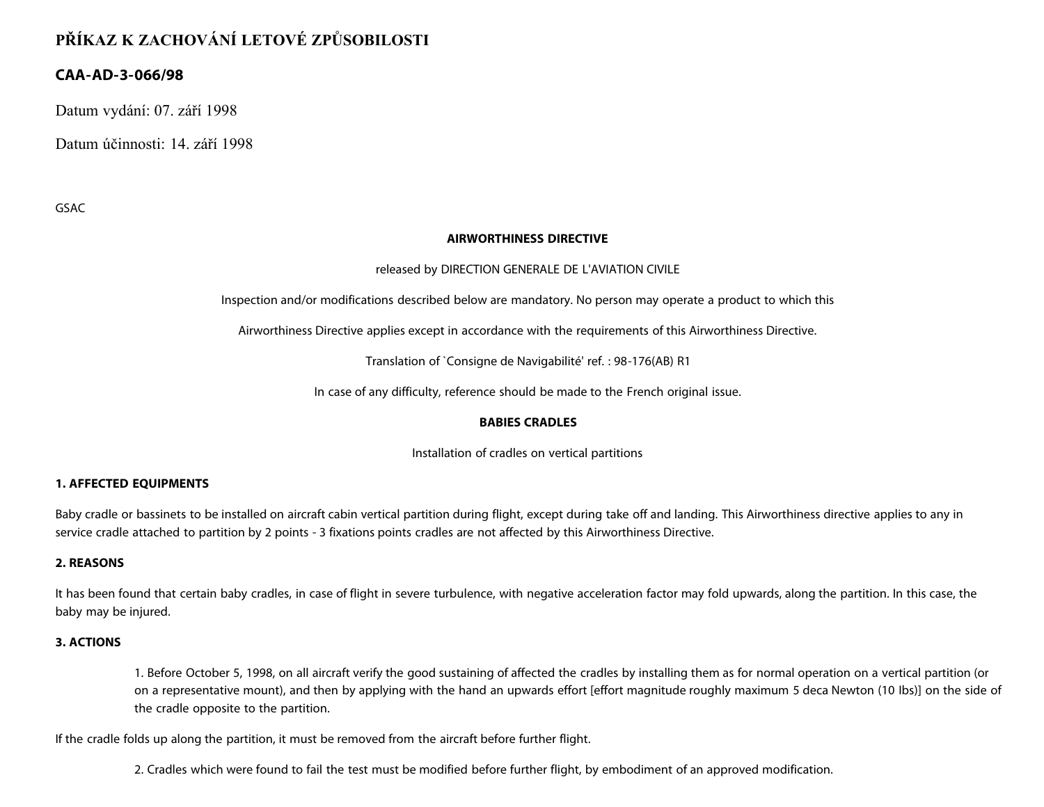# PŘÍKAZ K ZACHOVÁNÍ LETOVÉ ZPŮSOBILOSTI

## CAA-AD-3-066/98

Datum vydání: 07. září 1998

Datum účinnosti: 14. září 1998

GSAC

**AIRWORTHINESS DIRECTIVE**

released by DIRECTION GENERALE DE L'AVIATION CIVILE

Inspection and/or modifications described below are mandatory. No person may operate a product to which this

Airworthiness Directive applies except in accordance with the requirements of this Airworthiness Directive.

Translation of `Consigne de Navigabilité' ref. : 98-176(AB) R1

In case of any difficulty, reference should be made to the French original issue.

**BABIES CRADLES**

Installation of cradles on vertical partitions

### 1. AFFECTED EQUIPMENTS

Baby cradle or bassinets to be installed on aircraft cabin vertical partition during flight, except during take off and landing. This Airworthiness directive applies to any in service cradle attached to partition by 2 points - 3 fixations points cradles are not affected by this Airworthiness Directive.

### 2. REASONS

It has been found that certain baby cradles, in case of flight in severe turbulence, with negative acceleration factor may fold upwards, along the partition. In this case, the baby may be injured.

### 3. ACTIONS

1. Before October 5, 1998, on all aircraft verify the good sustaining of affected the cradles by installing them as for normal operation on a vertical partition (or on a representative mount), and then by applying with the hand an upwards effort [effort magnitude roughly maximum 5 deca Newton (10 lbs)] on the side of the cradle opposite to the partition.

If the cradle folds up along the partition, it must be removed from the aircraft before further flight.

2. Cradles which were found to fail the test must be modified before further flight, by embodiment of an approved modification.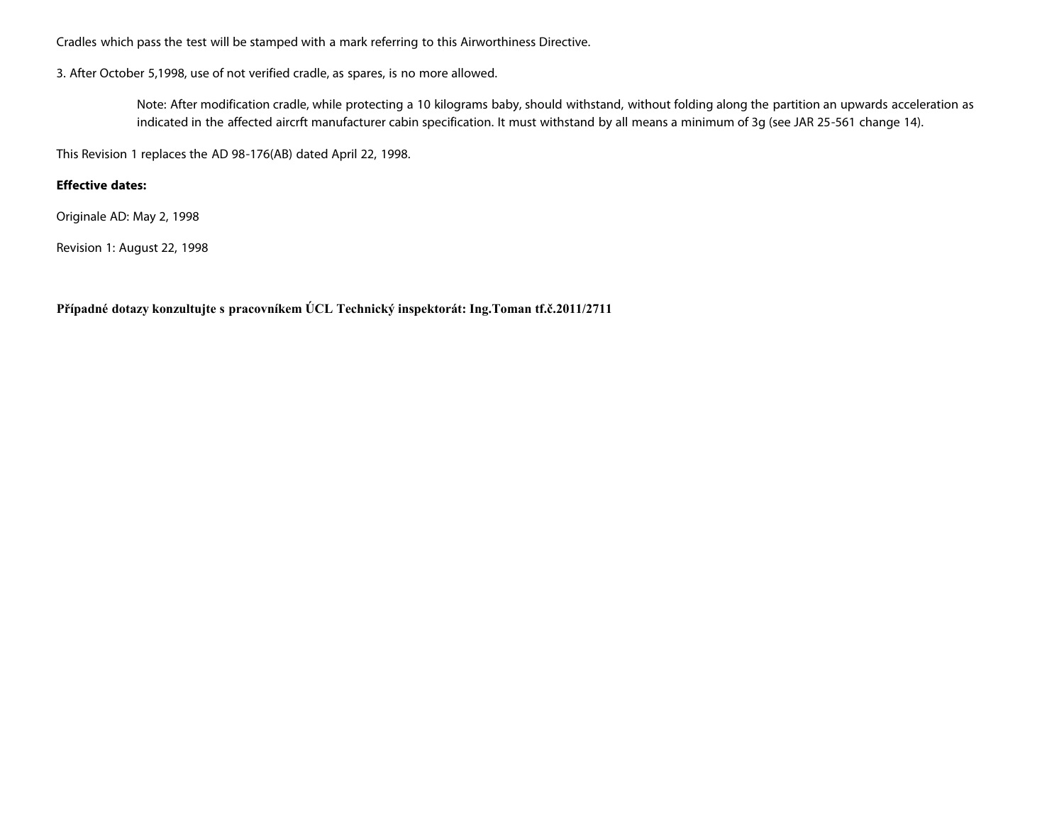Cradles which pass the test will be stamped with a mark referring to this Airworthiness Directive.

3. After October 5,1998, use of not verified cradle, as spares, is no more allowed.

> Note: After modification cradle, while protecting a 10 kilograms baby, should withstand, without folding along the partition an upwards acceleration as indicated in the affected aircrft manufacturer cabin specification. It must withstand by all means a minimum of 3g (see JAR 25-561 change 14).

This Revision 1 replaces the AD 98-176(AB) dated April 22, 1998.

**Effective dates:**

Originale AD: May 2, 1998

Revision 1: August 22, 1998

**Případné dotazy konzultujte s pracovníkem ÚCL Technický inspektorát: Ing.Toman tf.č.2011/2711**